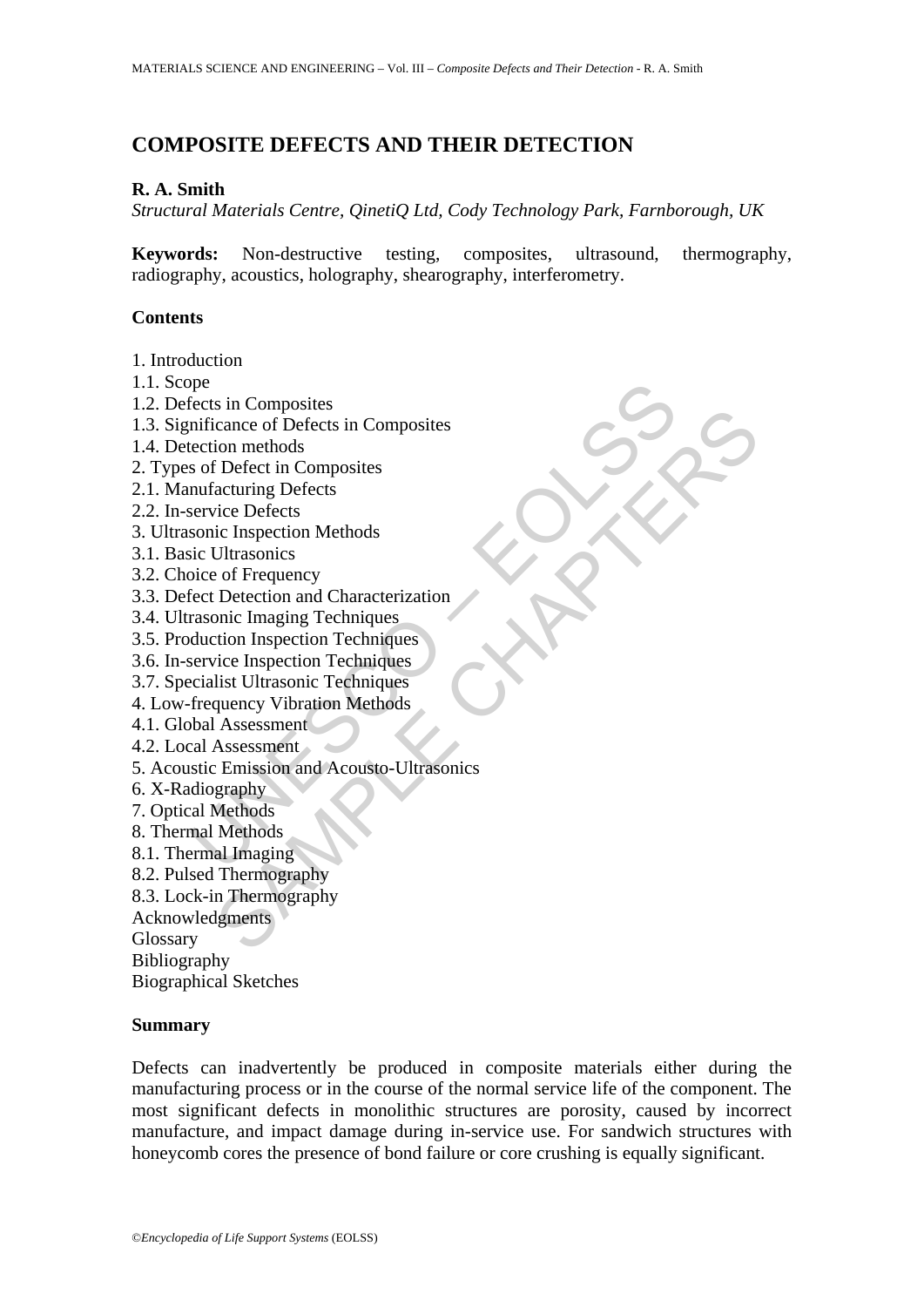# COMPOSITE DEFECTS AND THEIR DETECTION

**R. A. Smith**

*Structural Materials Centre, QinetiQ Ltd, Cody Technology Park, Farnborough, UK*

**Keywords:** Non-destructive testing, composites, ultrasound, thermography, radiography, acoustics, holography, shearography, interferometry.

**Contents**

1. Introduction
1.1. Scope
1.2. Defects in Composites
1.3. Significance of Defects in Composites
1.4. Detection methods
2. Types of Defect in Composites
2.1. Manufacturing Defects
2.2. In-service Defects
3. Ultrasonic Inspection Methods
3.1. Basic Ultrasonics
3.2. Choice of Frequency
3.3. Defect Detection and Characterization
3.4. Ultrasonic Imaging Techniques
3.5. Production Inspection Techniques
3.6. In-service Inspection Techniques
3.7. Specialist Ultrasonic Techniques
4. Low-frequency Vibration Methods
4.1. Global Assessment
4.2. Local Assessment
5. Acoustic Emission and Acousto-Ultrasonics
6. X-Radiography
7. Optical Methods
8. Thermal Methods
8.1. Thermal Imaging
8.2. Pulsed Thermography
8.3. Lock-in Thermography

Acknowledgments
Glossary
Bibliography
Biographical Sketches

**Summary**

Defects can inadvertently be produced in composite materials either during the manufacturing process or in the course of the normal service life of the component. The most significant defects in monolithic structures are porosity, caused by incorrect manufacture, and impact damage during in-service use. For sandwich structures with honeycomb cores the presence of bond failure or core crushing is equally significant.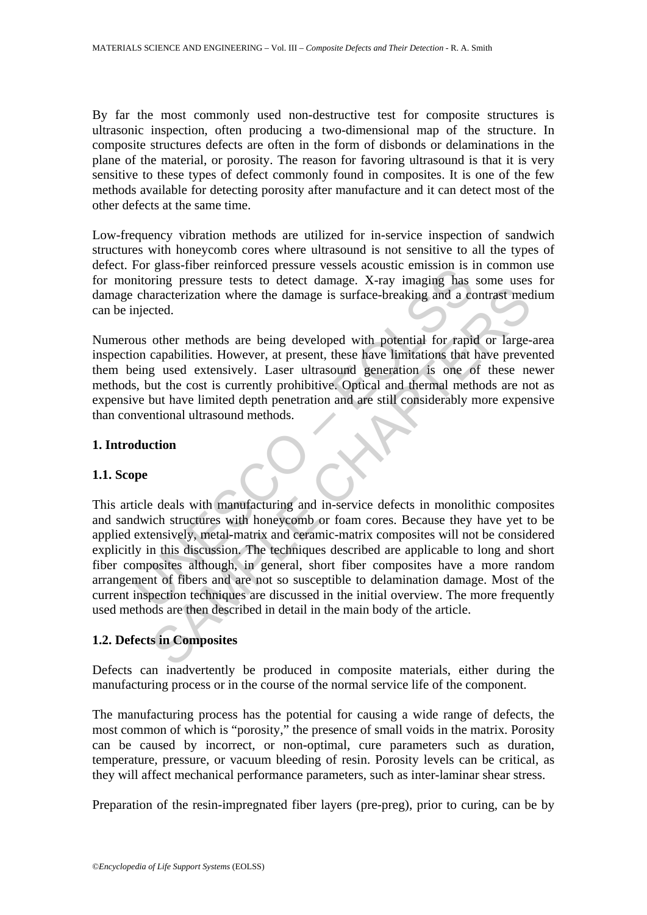By far the most commonly used non-destructive test for composite structures is ultrasonic inspection, often producing a two-dimensional map of the structure. In composite structures defects are often in the form of disbonds or delaminations in the plane of the material, or porosity. The reason for favoring ultrasound is that it is very sensitive to these types of defect commonly found in composites. It is one of the few methods available for detecting porosity after manufacture and it can detect most of the other defects at the same time.

Low-frequency vibration methods are utilized for in-service inspection of sandwich structures with honeycomb cores where ultrasound is not sensitive to all the types of defect. For glass-fiber reinforced pressure vessels acoustic emission is in common use for monitoring pressure tests to detect damage. X-ray imaging has some uses for damage characterization where the damage is surface-breaking and a contrast medium can be injected.

Numerous other methods are being developed with potential for rapid or large-area inspection capabilities. However, at present, these have limitations that have prevented them being used extensively. Laser ultrasound generation is one of these newer methods, but the cost is currently prohibitive. Optical and thermal methods are not as expensive but have limited depth penetration and are still considerably more expensive than conventional ultrasound methods.

## 1. Introduction

### 1.1. Scope

This article deals with manufacturing and in-service defects in monolithic composites and sandwich structures with honeycomb or foam cores. Because they have yet to be applied extensively, metal-matrix and ceramic-matrix composites will not be considered explicitly in this discussion. The techniques described are applicable to long and short fiber composites although, in general, short fiber composites have a more random arrangement of fibers and are not so susceptible to delamination damage. Most of the current inspection techniques are discussed in the initial overview. The more frequently used methods are then described in detail in the main body of the article.

### 1.2. Defects in Composites

Defects can inadvertently be produced in composite materials, either during the manufacturing process or in the course of the normal service life of the component.

The manufacturing process has the potential for causing a wide range of defects, the most common of which is "porosity," the presence of small voids in the matrix. Porosity can be caused by incorrect, or non-optimal, cure parameters such as duration, temperature, pressure, or vacuum bleeding of resin. Porosity levels can be critical, as they will affect mechanical performance parameters, such as inter-laminar shear stress.

Preparation of the resin-impregnated fiber layers (pre-preg), prior to curing, can be by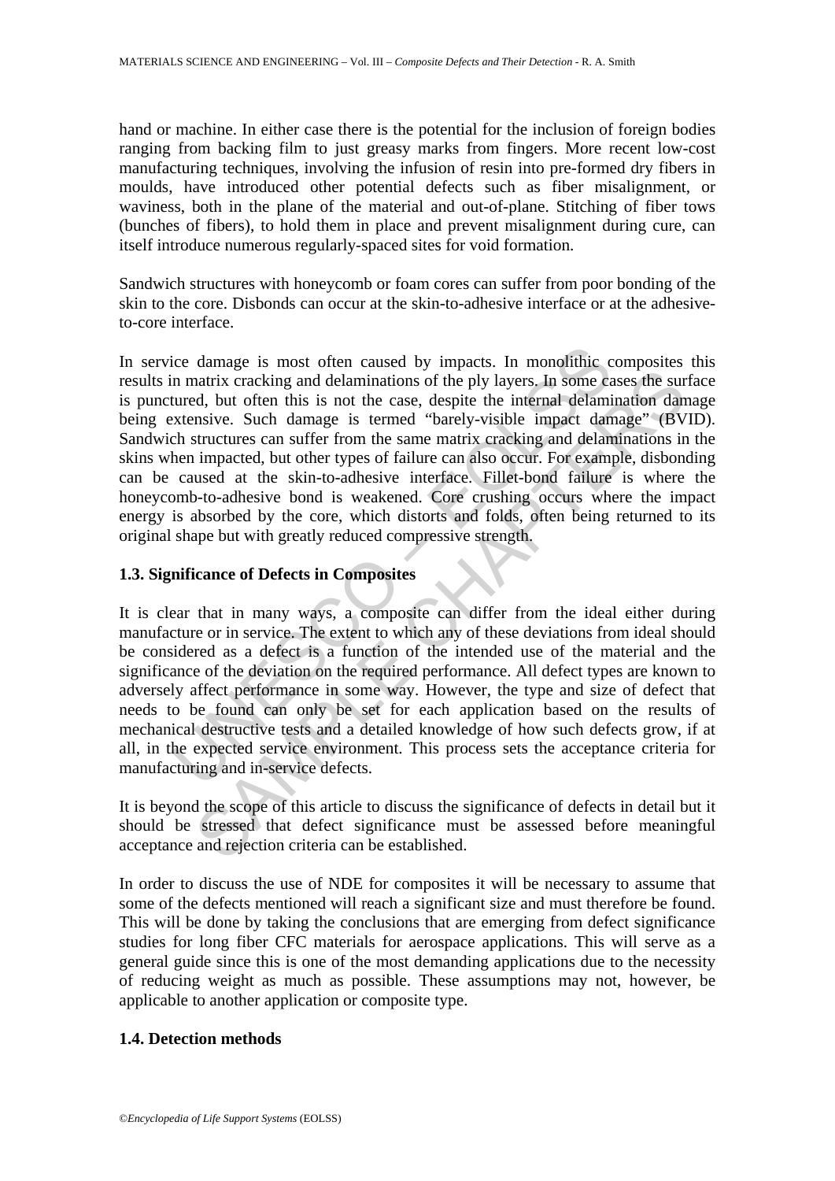hand or machine. In either case there is the potential for the inclusion of foreign bodies ranging from backing film to just greasy marks from fingers. More recent low-cost manufacturing techniques, involving the infusion of resin into pre-formed dry fibers in moulds, have introduced other potential defects such as fiber misalignment, or waviness, both in the plane of the material and out-of-plane. Stitching of fiber tows (bunches of fibers), to hold them in place and prevent misalignment during cure, can itself introduce numerous regularly-spaced sites for void formation.

Sandwich structures with honeycomb or foam cores can suffer from poor bonding of the skin to the core. Disbonds can occur at the skin-to-adhesive interface or at the adhesive-to-core interface.

In service damage is most often caused by impacts. In monolithic composites this results in matrix cracking and delaminations of the ply layers. In some cases the surface is punctured, but often this is not the case, despite the internal delamination damage being extensive. Such damage is termed "barely-visible impact damage" (BVID). Sandwich structures can suffer from the same matrix cracking and delaminations in the skins when impacted, but other types of failure can also occur. For example, disbonding can be caused at the skin-to-adhesive interface. Fillet-bond failure is where the honeycomb-to-adhesive bond is weakened. Core crushing occurs where the impact energy is absorbed by the core, which distorts and folds, often being returned to its original shape but with greatly reduced compressive strength.

### 1.3. Significance of Defects in Composites

It is clear that in many ways, a composite can differ from the ideal either during manufacture or in service. The extent to which any of these deviations from ideal should be considered as a defect is a function of the intended use of the material and the significance of the deviation on the required performance. All defect types are known to adversely affect performance in some way. However, the type and size of defect that needs to be found can only be set for each application based on the results of mechanical destructive tests and a detailed knowledge of how such defects grow, if at all, in the expected service environment. This process sets the acceptance criteria for manufacturing and in-service defects.

It is beyond the scope of this article to discuss the significance of defects in detail but it should be stressed that defect significance must be assessed before meaningful acceptance and rejection criteria can be established.

In order to discuss the use of NDE for composites it will be necessary to assume that some of the defects mentioned will reach a significant size and must therefore be found. This will be done by taking the conclusions that are emerging from defect significance studies for long fiber CFC materials for aerospace applications. This will serve as a general guide since this is one of the most demanding applications due to the necessity of reducing weight as much as possible. These assumptions may not, however, be applicable to another application or composite type.

### 1.4. Detection methods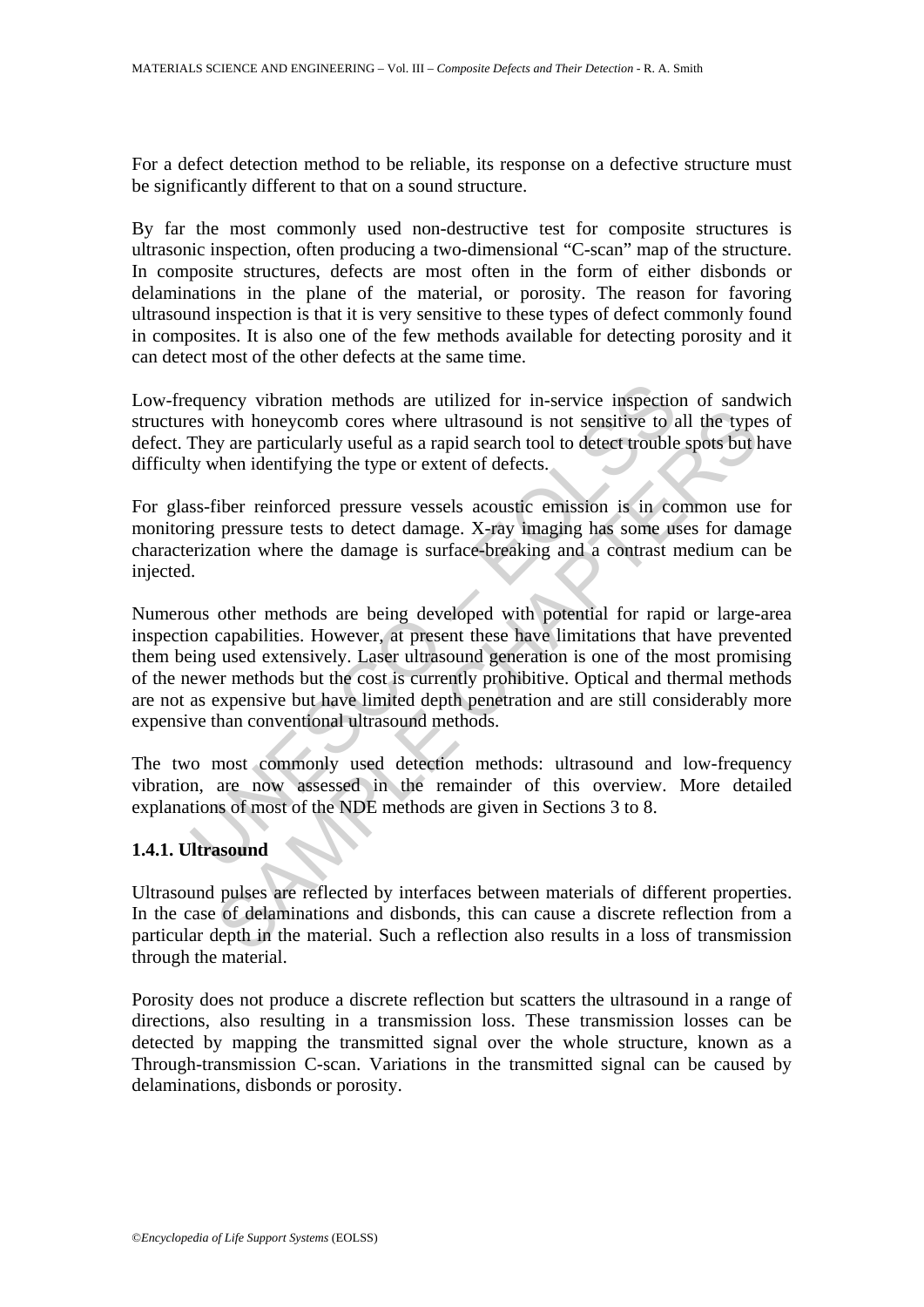For a defect detection method to be reliable, its response on a defective structure must be significantly different to that on a sound structure.

By far the most commonly used non-destructive test for composite structures is ultrasonic inspection, often producing a two-dimensional "C-scan" map of the structure. In composite structures, defects are most often in the form of either disbonds or delaminations in the plane of the material, or porosity. The reason for favoring ultrasound inspection is that it is very sensitive to these types of defect commonly found in composites. It is also one of the few methods available for detecting porosity and it can detect most of the other defects at the same time.

Low-frequency vibration methods are utilized for in-service inspection of sandwich structures with honeycomb cores where ultrasound is not sensitive to all the types of defect. They are particularly useful as a rapid search tool to detect trouble spots but have difficulty when identifying the type or extent of defects.

For glass-fiber reinforced pressure vessels acoustic emission is in common use for monitoring pressure tests to detect damage. X-ray imaging has some uses for damage characterization where the damage is surface-breaking and a contrast medium can be injected.

Numerous other methods are being developed with potential for rapid or large-area inspection capabilities. However, at present these have limitations that have prevented them being used extensively. Laser ultrasound generation is one of the most promising of the newer methods but the cost is currently prohibitive. Optical and thermal methods are not as expensive but have limited depth penetration and are still considerably more expensive than conventional ultrasound methods.

The two most commonly used detection methods: ultrasound and low-frequency vibration, are now assessed in the remainder of this overview. More detailed explanations of most of the NDE methods are given in Sections 3 to 8.

### 1.4.1. Ultrasound

Ultrasound pulses are reflected by interfaces between materials of different properties. In the case of delaminations and disbonds, this can cause a discrete reflection from a particular depth in the material. Such a reflection also results in a loss of transmission through the material.

Porosity does not produce a discrete reflection but scatters the ultrasound in a range of directions, also resulting in a transmission loss. These transmission losses can be detected by mapping the transmitted signal over the whole structure, known as a Through-transmission C-scan. Variations in the transmitted signal can be caused by delaminations, disbonds or porosity.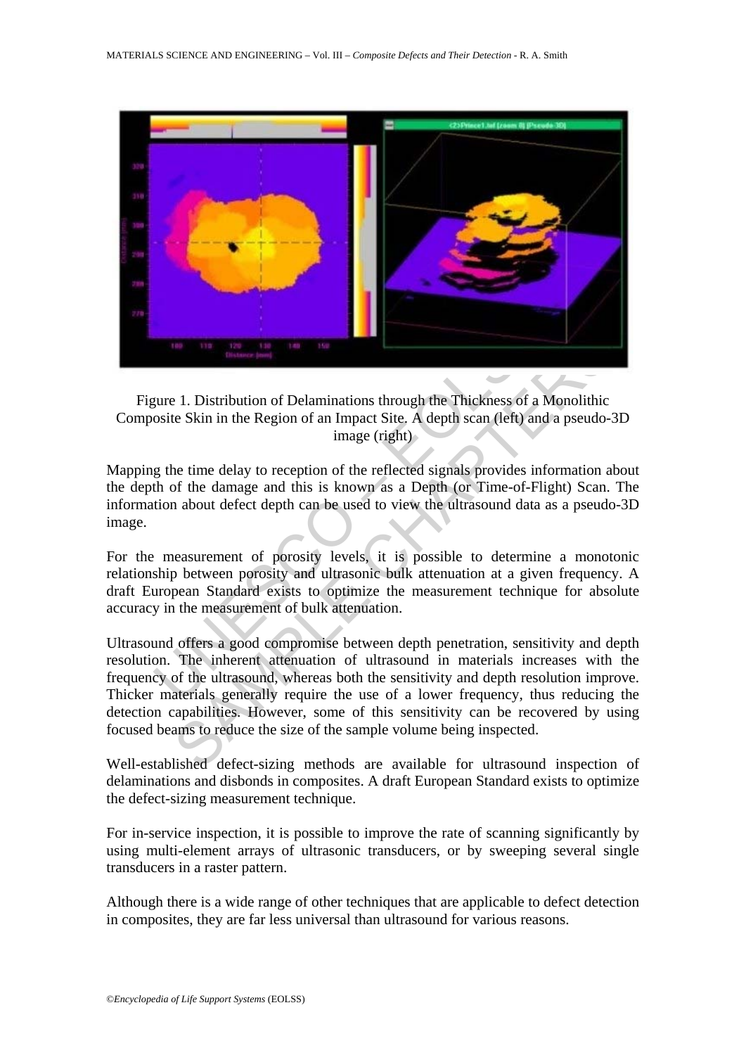Figure 1. Distribution of Delaminations through the Thickness of a Monolithic Composite Skin in the Region of an Impact Site. A depth scan (left) and a pseudo-3D image (right)

Mapping the time delay to reception of the reflected signals provides information about the depth of the damage and this is known as a Depth (or Time-of-Flight) Scan. The information about defect depth can be used to view the ultrasound data as a pseudo-3D image.

For the measurement of porosity levels, it is possible to determine a monotonic relationship between porosity and ultrasonic bulk attenuation at a given frequency. A draft European Standard exists to optimize the measurement technique for absolute accuracy in the measurement of bulk attenuation.

Ultrasound offers a good compromise between depth penetration, sensitivity and depth resolution. The inherent attenuation of ultrasound in materials increases with the frequency of the ultrasound, whereas both the sensitivity and depth resolution improve. Thicker materials generally require the use of a lower frequency, thus reducing the detection capabilities. However, some of this sensitivity can be recovered by using focused beams to reduce the size of the sample volume being inspected.

Well-established defect-sizing methods are available for ultrasound inspection of delaminations and disbonds in composites. A draft European Standard exists to optimize the defect-sizing measurement technique.

For in-service inspection, it is possible to improve the rate of scanning significantly by using multi-element arrays of ultrasonic transducers, or by sweeping several single transducers in a raster pattern.

Although there is a wide range of other techniques that are applicable to defect detection in composites, they are far less universal than ultrasound for various reasons.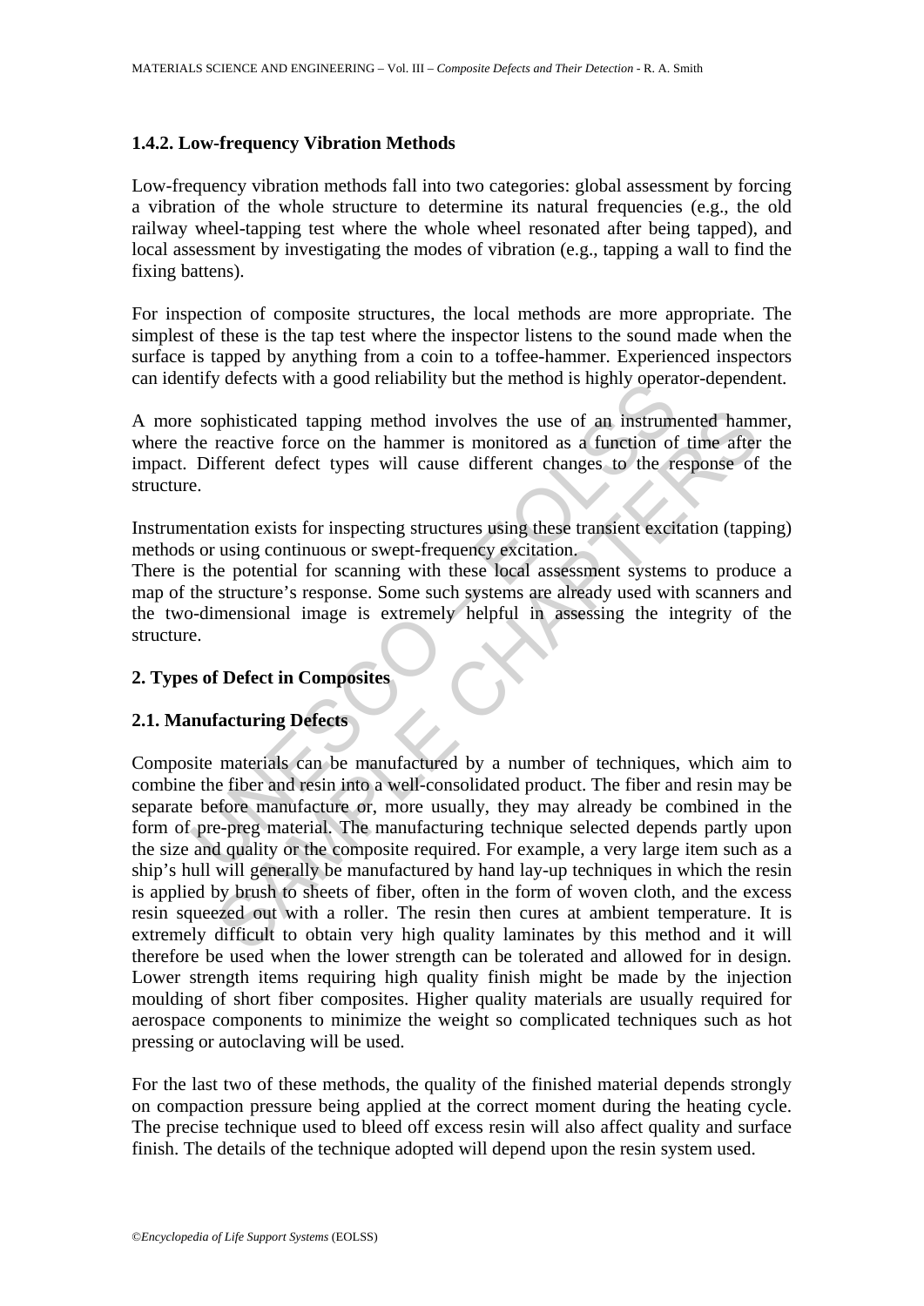### 1.4.2. Low-frequency Vibration Methods

Low-frequency vibration methods fall into two categories: global assessment by forcing a vibration of the whole structure to determine its natural frequencies (e.g., the old railway wheel-tapping test where the whole wheel resonated after being tapped), and local assessment by investigating the modes of vibration (e.g., tapping a wall to find the fixing battens).

For inspection of composite structures, the local methods are more appropriate. The simplest of these is the tap test where the inspector listens to the sound made when the surface is tapped by anything from a coin to a toffee-hammer. Experienced inspectors can identify defects with a good reliability but the method is highly operator-dependent.

A more sophisticated tapping method involves the use of an instrumented hammer, where the reactive force on the hammer is monitored as a function of time after the impact. Different defect types will cause different changes to the response of the structure.

Instrumentation exists for inspecting structures using these transient excitation (tapping) methods or using continuous or swept-frequency excitation.

There is the potential for scanning with these local assessment systems to produce a map of the structure's response. Some such systems are already used with scanners and the two-dimensional image is extremely helpful in assessing the integrity of the structure.

## 2. Types of Defect in Composites

### 2.1. Manufacturing Defects

Composite materials can be manufactured by a number of techniques, which aim to combine the fiber and resin into a well-consolidated product. The fiber and resin may be separate before manufacture or, more usually, they may already be combined in the form of pre-preg material. The manufacturing technique selected depends partly upon the size and quality or the composite required. For example, a very large item such as a ship's hull will generally be manufactured by hand lay-up techniques in which the resin is applied by brush to sheets of fiber, often in the form of woven cloth, and the excess resin squeezed out with a roller. The resin then cures at ambient temperature. It is extremely difficult to obtain very high quality laminates by this method and it will therefore be used when the lower strength can be tolerated and allowed for in design. Lower strength items requiring high quality finish might be made by the injection moulding of short fiber composites. Higher quality materials are usually required for aerospace components to minimize the weight so complicated techniques such as hot pressing or autoclaving will be used.

For the last two of these methods, the quality of the finished material depends strongly on compaction pressure being applied at the correct moment during the heating cycle. The precise technique used to bleed off excess resin will also affect quality and surface finish. The details of the technique adopted will depend upon the resin system used.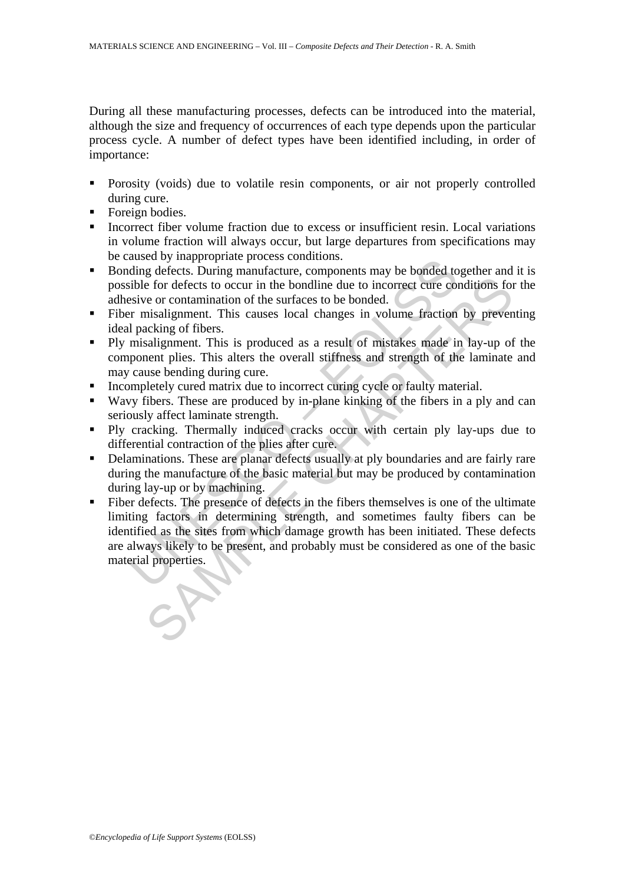During all these manufacturing processes, defects can be introduced into the material, although the size and frequency of occurrences of each type depends upon the particular process cycle. A number of defect types have been identified including, in order of importance:

- Porosity (voids) due to volatile resin components, or air not properly controlled during cure.
- Foreign bodies.
- Incorrect fiber volume fraction due to excess or insufficient resin. Local variations in volume fraction will always occur, but large departures from specifications may be caused by inappropriate process conditions.
- Bonding defects. During manufacture, components may be bonded together and it is possible for defects to occur in the bondline due to incorrect cure conditions for the adhesive or contamination of the surfaces to be bonded.
- Fiber misalignment. This causes local changes in volume fraction by preventing ideal packing of fibers.
- Ply misalignment. This is produced as a result of mistakes made in lay-up of the component plies. This alters the overall stiffness and strength of the laminate and may cause bending during cure.
- Incompletely cured matrix due to incorrect curing cycle or faulty material.
- Wavy fibers. These are produced by in-plane kinking of the fibers in a ply and can seriously affect laminate strength.
- Ply cracking. Thermally induced cracks occur with certain ply lay-ups due to differential contraction of the plies after cure.
- Delaminations. These are planar defects usually at ply boundaries and are fairly rare during the manufacture of the basic material but may be produced by contamination during lay-up or by machining.
- Fiber defects. The presence of defects in the fibers themselves is one of the ultimate limiting factors in determining strength, and sometimes faulty fibers can be identified as the sites from which damage growth has been initiated. These defects are always likely to be present, and probably must be considered as one of the basic material properties.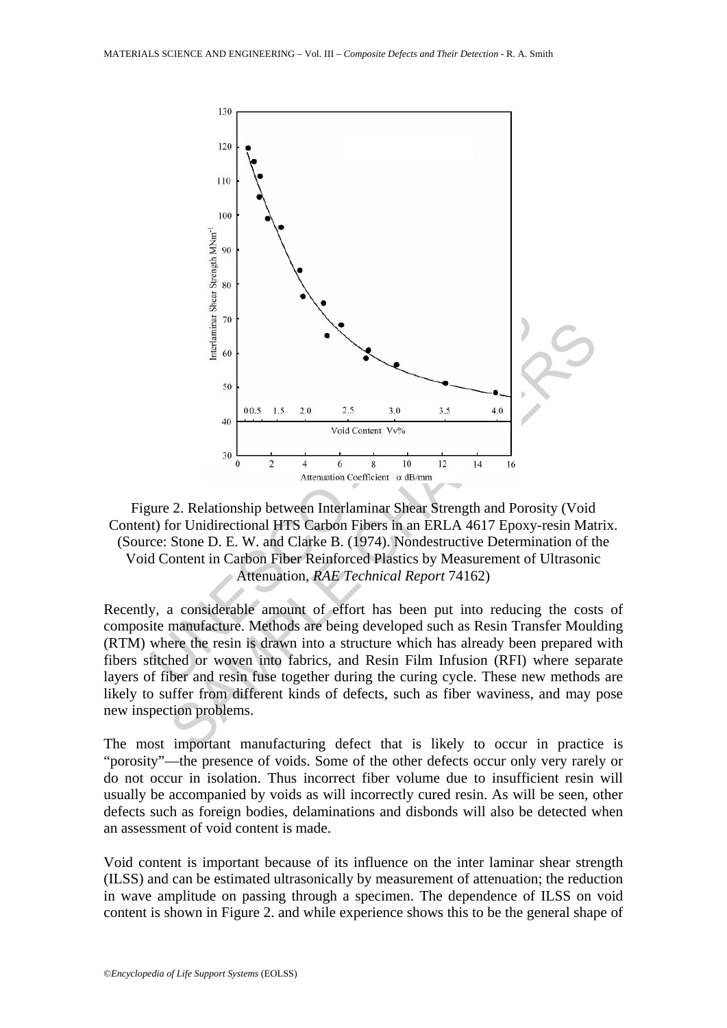Figure 2. Relationship between Interlaminar Shear Strength and Porosity (Void Content) for Unidirectional HTS Carbon Fibers in an ERLA 4617 Epoxy-resin Matrix. (Source: Stone D. E. W. and Clarke B. (1974). Nondestructive Determination of the Void Content in Carbon Fiber Reinforced Plastics by Measurement of Ultrasonic Attenuation, *RAE Technical Report* 74162)

Recently, a considerable amount of effort has been put into reducing the costs of composite manufacture. Methods are being developed such as Resin Transfer Moulding (RTM) where the resin is drawn into a structure which has already been prepared with fibers stitched or woven into fabrics, and Resin Film Infusion (RFI) where separate layers of fiber and resin fuse together during the curing cycle. These new methods are likely to suffer from different kinds of defects, such as fiber waviness, and may pose new inspection problems.

The most important manufacturing defect that is likely to occur in practice is "porosity"—the presence of voids. Some of the other defects occur only very rarely or do not occur in isolation. Thus incorrect fiber volume due to insufficient resin will usually be accompanied by voids as will incorrectly cured resin. As will be seen, other defects such as foreign bodies, delaminations and disbonds will also be detected when an assessment of void content is made.

Void content is important because of its influence on the inter laminar shear strength (ILSS) and can be estimated ultrasonically by measurement of attenuation; the reduction in wave amplitude on passing through a specimen. The dependence of ILSS on void content is shown in Figure 2. and while experience shows this to be the general shape of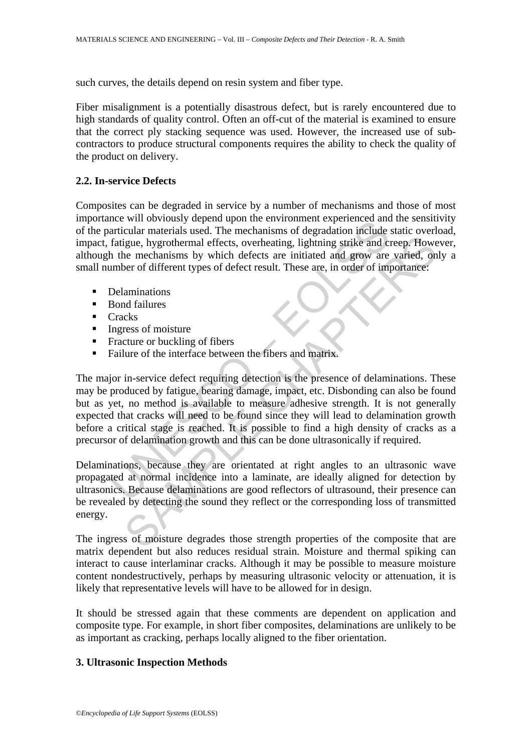such curves, the details depend on resin system and fiber type.

Fiber misalignment is a potentially disastrous defect, but is rarely encountered due to high standards of quality control. Often an off-cut of the material is examined to ensure that the correct ply stacking sequence was used. However, the increased use of sub-contractors to produce structural components requires the ability to check the quality of the product on delivery.

### 2.2. In-service Defects

Composites can be degraded in service by a number of mechanisms and those of most importance will obviously depend upon the environment experienced and the sensitivity of the particular materials used. The mechanisms of degradation include static overload, impact, fatigue, hygrothermal effects, overheating, lightning strike and creep. However, although the mechanisms by which defects are initiated and grow are varied, only a small number of different types of defect result. These are, in order of importance:

- Delaminations
- Bond failures
- Cracks
- Ingress of moisture
- Fracture or buckling of fibers
- Failure of the interface between the fibers and matrix.

The major in-service defect requiring detection is the presence of delaminations. These may be produced by fatigue, bearing damage, impact, etc. Disbonding can also be found but as yet, no method is available to measure adhesive strength. It is not generally expected that cracks will need to be found since they will lead to delamination growth before a critical stage is reached. It is possible to find a high density of cracks as a precursor of delamination growth and this can be done ultrasonically if required.

Delaminations, because they are orientated at right angles to an ultrasonic wave propagated at normal incidence into a laminate, are ideally aligned for detection by ultrasonics. Because delaminations are good reflectors of ultrasound, their presence can be revealed by detecting the sound they reflect or the corresponding loss of transmitted energy.

The ingress of moisture degrades those strength properties of the composite that are matrix dependent but also reduces residual strain. Moisture and thermal spiking can interact to cause interlaminar cracks. Although it may be possible to measure moisture content nondestructively, perhaps by measuring ultrasonic velocity or attenuation, it is likely that representative levels will have to be allowed for in design.

It should be stressed again that these comments are dependent on application and composite type. For example, in short fiber composites, delaminations are unlikely to be as important as cracking, perhaps locally aligned to the fiber orientation.

## 3. Ultrasonic Inspection Methods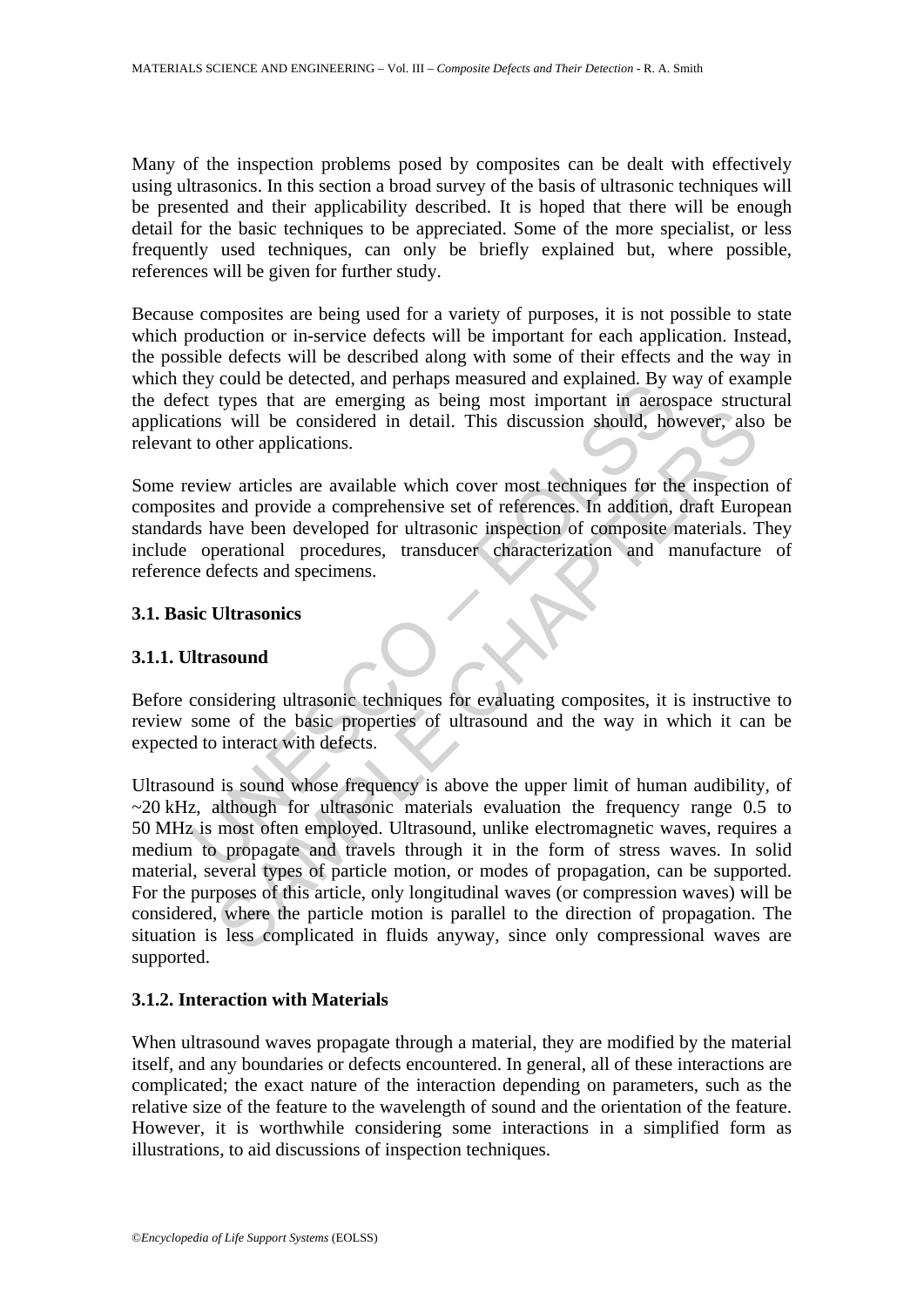Many of the inspection problems posed by composites can be dealt with effectively using ultrasonics. In this section a broad survey of the basis of ultrasonic techniques will be presented and their applicability described. It is hoped that there will be enough detail for the basic techniques to be appreciated. Some of the more specialist, or less frequently used techniques, can only be briefly explained but, where possible, references will be given for further study.

Because composites are being used for a variety of purposes, it is not possible to state which production or in-service defects will be important for each application. Instead, the possible defects will be described along with some of their effects and the way in which they could be detected, and perhaps measured and explained. By way of example the defect types that are emerging as being most important in aerospace structural applications will be considered in detail. This discussion should, however, also be relevant to other applications.

Some review articles are available which cover most techniques for the inspection of composites and provide a comprehensive set of references. In addition, draft European standards have been developed for ultrasonic inspection of composite materials. They include operational procedures, transducer characterization and manufacture of reference defects and specimens.

### 3.1. Basic Ultrasonics

#### 3.1.1. Ultrasound

Before considering ultrasonic techniques for evaluating composites, it is instructive to review some of the basic properties of ultrasound and the way in which it can be expected to interact with defects.

Ultrasound is sound whose frequency is above the upper limit of human audibility, of ~20 kHz, although for ultrasonic materials evaluation the frequency range 0.5 to 50 MHz is most often employed. Ultrasound, unlike electromagnetic waves, requires a medium to propagate and travels through it in the form of stress waves. In solid material, several types of particle motion, or modes of propagation, can be supported. For the purposes of this article, only longitudinal waves (or compression waves) will be considered, where the particle motion is parallel to the direction of propagation. The situation is less complicated in fluids anyway, since only compressional waves are supported.

#### 3.1.2. Interaction with Materials

When ultrasound waves propagate through a material, they are modified by the material itself, and any boundaries or defects encountered. In general, all of these interactions are complicated; the exact nature of the interaction depending on parameters, such as the relative size of the feature to the wavelength of sound and the orientation of the feature. However, it is worthwhile considering some interactions in a simplified form as illustrations, to aid discussions of inspection techniques.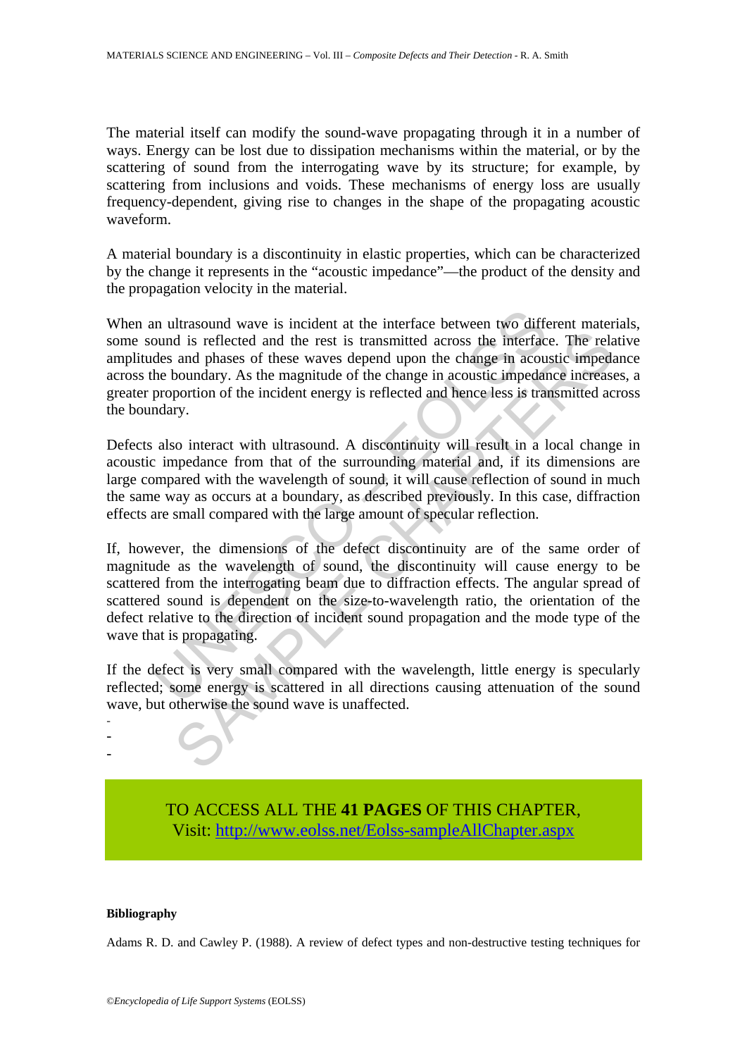The material itself can modify the sound-wave propagating through it in a number of ways. Energy can be lost due to dissipation mechanisms within the material, or by the scattering of sound from the interrogating wave by its structure; for example, by scattering from inclusions and voids. These mechanisms of energy loss are usually frequency-dependent, giving rise to changes in the shape of the propagating acoustic waveform.

A material boundary is a discontinuity in elastic properties, which can be characterized by the change it represents in the "acoustic impedance"—the product of the density and the propagation velocity in the material.

When an ultrasound wave is incident at the interface between two different materials, some sound is reflected and the rest is transmitted across the interface. The relative amplitudes and phases of these waves depend upon the change in acoustic impedance across the boundary. As the magnitude of the change in acoustic impedance increases, a greater proportion of the incident energy is reflected and hence less is transmitted across the boundary.

Defects also interact with ultrasound. A discontinuity will result in a local change in acoustic impedance from that of the surrounding material and, if its dimensions are large compared with the wavelength of sound, it will cause reflection of sound in much the same way as occurs at a boundary, as described previously. In this case, diffraction effects are small compared with the large amount of specular reflection.

If, however, the dimensions of the defect discontinuity are of the same order of magnitude as the wavelength of sound, the discontinuity will cause energy to be scattered from the interrogating beam due to diffraction effects. The angular spread of scattered sound is dependent on the size-to-wavelength ratio, the orientation of the defect relative to the direction of incident sound propagation and the mode type of the wave that is propagating.

If the defect is very small compared with the wavelength, little energy is specularly reflected; some energy is scattered in all directions causing attenuation of the sound wave, but otherwise the sound wave is unaffected.

-
-
-

TO ACCESS ALL THE **41 PAGES** OF THIS CHAPTER,
Visit: http://www.eolss.net/Eolss-sampleAllChapter.aspx

**Bibliography**

Adams R. D. and Cawley P. (1988). A review of defect types and non-destructive testing techniques for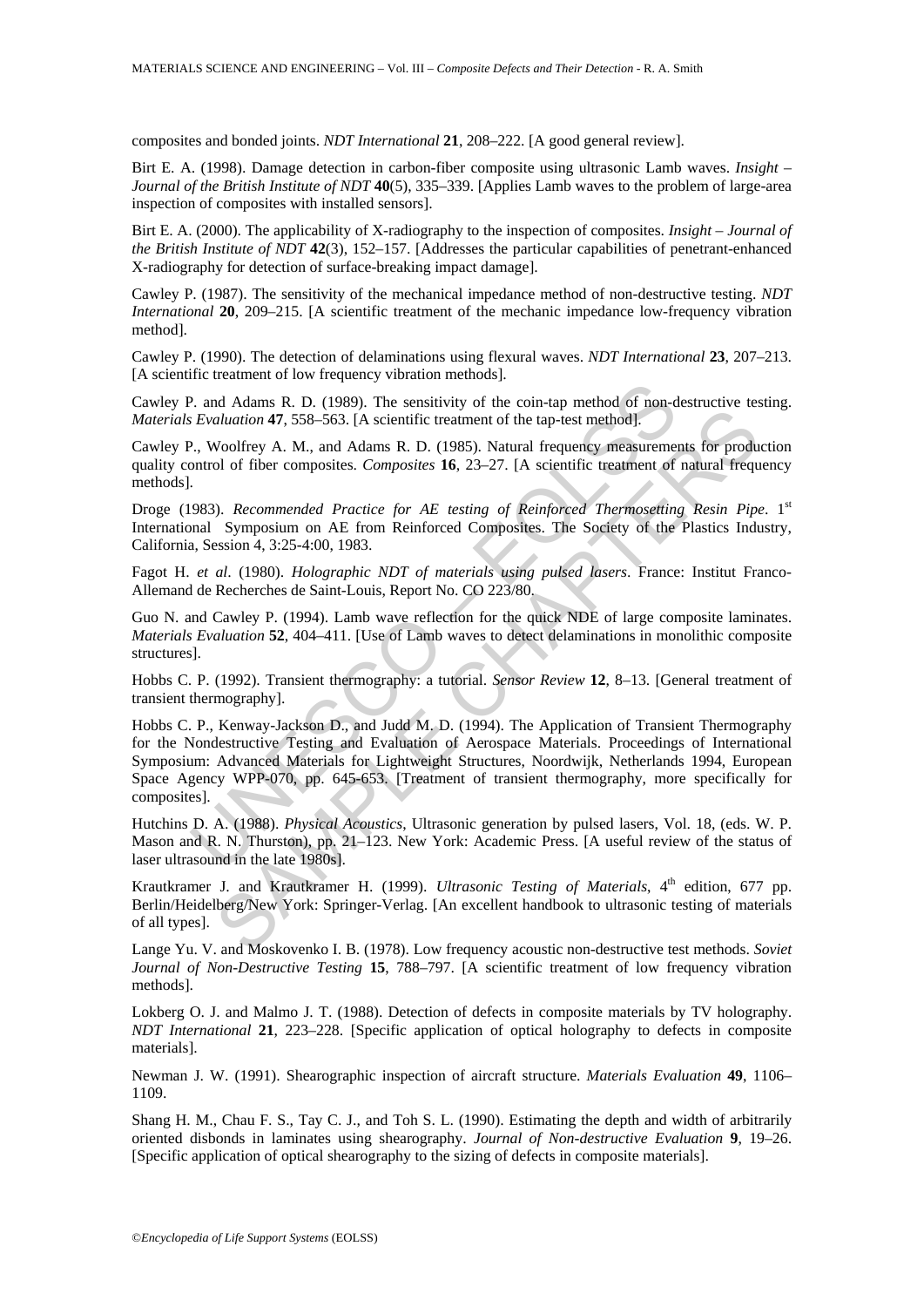composites and bonded joints. *NDT International* **21**, 208–222. [A good general review].

Birt E. A. (1998). Damage detection in carbon-fiber composite using ultrasonic Lamb waves. *Insight – Journal of the British Institute of NDT* **40**(5), 335–339. [Applies Lamb waves to the problem of large-area inspection of composites with installed sensors].

Birt E. A. (2000). The applicability of X-radiography to the inspection of composites. *Insight – Journal of the British Institute of NDT* **42**(3), 152–157. [Addresses the particular capabilities of penetrant-enhanced X-radiography for detection of surface-breaking impact damage].

Cawley P. (1987). The sensitivity of the mechanical impedance method of non-destructive testing. *NDT International* **20**, 209–215. [A scientific treatment of the mechanic impedance low-frequency vibration method].

Cawley P. (1990). The detection of delaminations using flexural waves. *NDT International* **23**, 207–213. [A scientific treatment of low frequency vibration methods].

Cawley P. and Adams R. D. (1989). The sensitivity of the coin-tap method of non-destructive testing. *Materials Evaluation* **47**, 558–563. [A scientific treatment of the tap-test method].

Cawley P., Woolfrey A. M., and Adams R. D. (1985). Natural frequency measurements for production quality control of fiber composites. *Composites* **16**, 23–27. [A scientific treatment of natural frequency methods].

Droge (1983). *Recommended Practice for AE testing of Reinforced Thermosetting Resin Pipe*. 1st International Symposium on AE from Reinforced Composites. The Society of the Plastics Industry, California, Session 4, 3:25-4:00, 1983.

Fagot H. *et al*. (1980). *Holographic NDT of materials using pulsed lasers*. France: Institut Franco-Allemand de Recherches de Saint-Louis, Report No. CO 223/80.

Guo N. and Cawley P. (1994). Lamb wave reflection for the quick NDE of large composite laminates. *Materials Evaluation* **52**, 404–411. [Use of Lamb waves to detect delaminations in monolithic composite structures].

Hobbs C. P. (1992). Transient thermography: a tutorial. *Sensor Review* **12**, 8–13. [General treatment of transient thermography].

Hobbs C. P., Kenway-Jackson D., and Judd M. D. (1994). The Application of Transient Thermography for the Nondestructive Testing and Evaluation of Aerospace Materials. Proceedings of International Symposium: Advanced Materials for Lightweight Structures, Noordwijk, Netherlands 1994, European Space Agency WPP-070, pp. 645-653. [Treatment of transient thermography, more specifically for composites].

Hutchins D. A. (1988). *Physical Acoustics*, Ultrasonic generation by pulsed lasers, Vol. 18, (eds. W. P. Mason and R. N. Thurston), pp. 21–123. New York: Academic Press. [A useful review of the status of laser ultrasound in the late 1980s].

Krautkramer J. and Krautkramer H. (1999). *Ultrasonic Testing of Materials*, 4th edition, 677 pp. Berlin/Heidelberg/New York: Springer-Verlag. [An excellent handbook to ultrasonic testing of materials of all types].

Lange Yu. V. and Moskovenko I. B. (1978). Low frequency acoustic non-destructive test methods. *Soviet Journal of Non-Destructive Testing* **15**, 788–797. [A scientific treatment of low frequency vibration methods].

Lokberg O. J. and Malmo J. T. (1988). Detection of defects in composite materials by TV holography. *NDT International* **21**, 223–228. [Specific application of optical holography to defects in composite materials].

Newman J. W. (1991). Shearographic inspection of aircraft structure. *Materials Evaluation* **49**, 1106–1109.

Shang H. M., Chau F. S., Tay C. J., and Toh S. L. (1990). Estimating the depth and width of arbitrarily oriented disbonds in laminates using shearography. *Journal of Non-destructive Evaluation* **9**, 19–26. [Specific application of optical shearography to the sizing of defects in composite materials].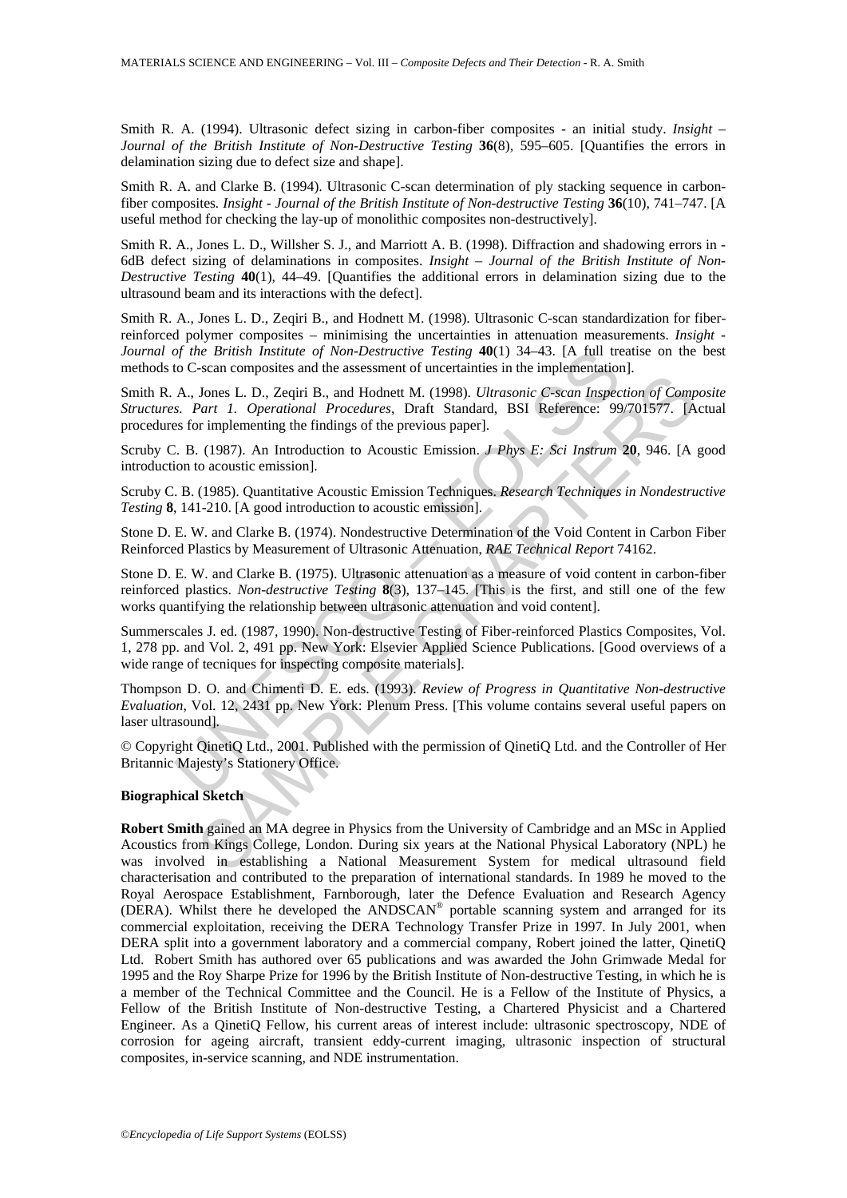Smith R. A. (1994). Ultrasonic defect sizing in carbon-fiber composites - an initial study. *Insight – Journal of the British Institute of Non-Destructive Testing* **36**(8), 595–605. [Quantifies the errors in delamination sizing due to defect size and shape].

Smith R. A. and Clarke B. (1994). Ultrasonic C-scan determination of ply stacking sequence in carbon-fiber composites. *Insight - Journal of the British Institute of Non-destructive Testing* **36**(10), 741–747. [A useful method for checking the lay-up of monolithic composites non-destructively].

Smith R. A., Jones L. D., Willsher S. J., and Marriott A. B. (1998). Diffraction and shadowing errors in -6dB defect sizing of delaminations in composites. *Insight – Journal of the British Institute of Non-Destructive Testing* **40**(1), 44–49. [Quantifies the additional errors in delamination sizing due to the ultrasound beam and its interactions with the defect].

Smith R. A., Jones L. D., Zeqiri B., and Hodnett M. (1998). Ultrasonic C-scan standardization for fiber-reinforced polymer composites – minimising the uncertainties in attenuation measurements. *Insight - Journal of the British Institute of Non-Destructive Testing* **40**(1) 34–43. [A full treatise on the best methods to C-scan composites and the assessment of uncertainties in the implementation].

Smith R. A., Jones L. D., Zeqiri B., and Hodnett M. (1998). *Ultrasonic C-scan Inspection of Composite Structures. Part 1. Operational Procedures*, Draft Standard, BSI Reference: 99/701577. [Actual procedures for implementing the findings of the previous paper].

Scruby C. B. (1987). An Introduction to Acoustic Emission. *J Phys E: Sci Instrum* **20**, 946. [A good introduction to acoustic emission].

Scruby C. B. (1985). Quantitative Acoustic Emission Techniques. *Research Techniques in Nondestructive Testing* **8**, 141-210. [A good introduction to acoustic emission].

Stone D. E. W. and Clarke B. (1974). Nondestructive Determination of the Void Content in Carbon Fiber Reinforced Plastics by Measurement of Ultrasonic Attenuation, *RAE Technical Report* 74162.

Stone D. E. W. and Clarke B. (1975). Ultrasonic attenuation as a measure of void content in carbon-fiber reinforced plastics. *Non-destructive Testing* **8**(3), 137–145. [This is the first, and still one of the few works quantifying the relationship between ultrasonic attenuation and void content].

Summerscales J. ed. (1987, 1990). Non-destructive Testing of Fiber-reinforced Plastics Composites, Vol. 1, 278 pp. and Vol. 2, 491 pp. New York: Elsevier Applied Science Publications. [Good overviews of a wide range of tecniques for inspecting composite materials].

Thompson D. O. and Chimenti D. E. eds. (1993). *Review of Progress in Quantitative Non-destructive Evaluation*, Vol. 12, 2431 pp. New York: Plenum Press. [This volume contains several useful papers on laser ultrasound].

© Copyright QinetiQ Ltd., 2001. Published with the permission of QinetiQ Ltd. and the Controller of Her Britannic Majesty's Stationery Office.

**Biographical Sketch**

**Robert Smith** gained an MA degree in Physics from the University of Cambridge and an MSc in Applied Acoustics from Kings College, London. During six years at the National Physical Laboratory (NPL) he was involved in establishing a National Measurement System for medical ultrasound field characterisation and contributed to the preparation of international standards. In 1989 he moved to the Royal Aerospace Establishment, Farnborough, later the Defence Evaluation and Research Agency (DERA). Whilst there he developed the ANDSCAN® portable scanning system and arranged for its commercial exploitation, receiving the DERA Technology Transfer Prize in 1997. In July 2001, when DERA split into a government laboratory and a commercial company, Robert joined the latter, QinetiQ Ltd. Robert Smith has authored over 65 publications and was awarded the John Grimwade Medal for 1995 and the Roy Sharpe Prize for 1996 by the British Institute of Non-destructive Testing, in which he is a member of the Technical Committee and the Council. He is a Fellow of the Institute of Physics, a Fellow of the British Institute of Non-destructive Testing, a Chartered Physicist and a Chartered Engineer. As a QinetiQ Fellow, his current areas of interest include: ultrasonic spectroscopy, NDE of corrosion for ageing aircraft, transient eddy-current imaging, ultrasonic inspection of structural composites, in-service scanning, and NDE instrumentation.